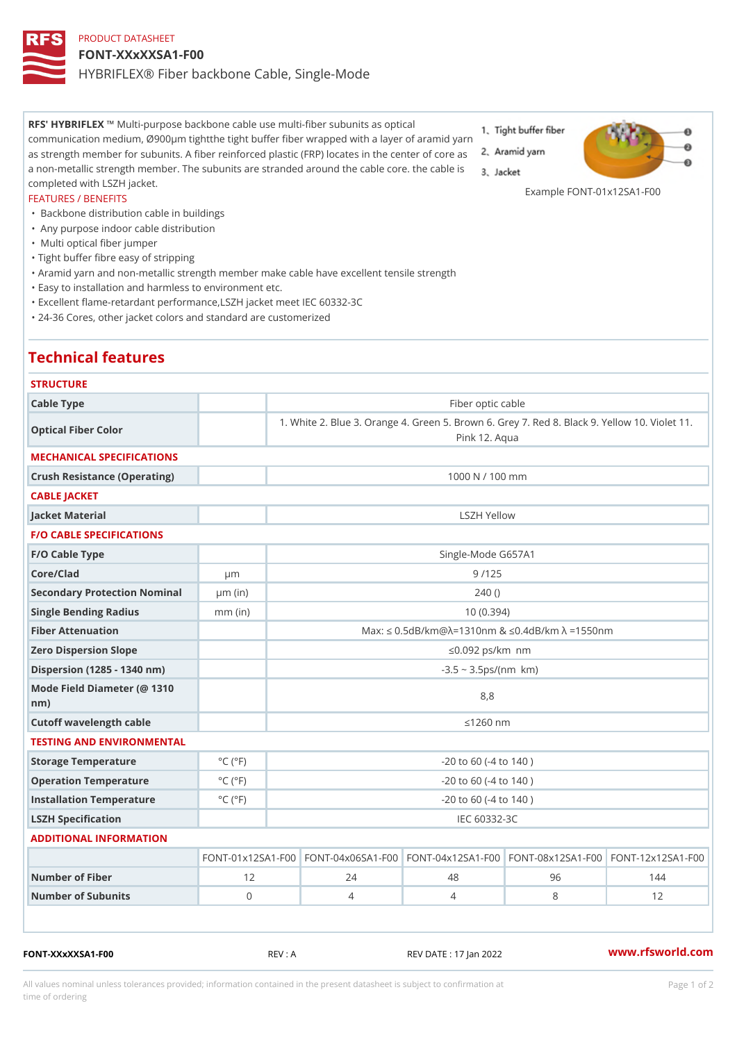PRODUCT DATASHEET

# FONT-XXxXXSA1-F00

## HYBRIFLEX® Fiber backbone Cable, Single-Mode

**RFS' HYBRIFLEX** ™ Multi-purpose backbone cable use multi-fiber subunits as optical communication medium, Ø900μm tightthe tight buffer fiber wrapped with a layer of aramid yarn as strength member for subunits. A fiber reinforced plastic (FRP) locates in the center of core as a non-metallic strength member. The subunits are stranded around the cable core. the cable is completed with LSZH jacket.

1. Tight buffer fiber
2. Aramid yarn
3. Jacket

Example FONT-01x12SA1-F00

FEATURES / BENEFITS

- Backbone distribution cable in buildings
- Any purpose indoor cable distribution
- Multi optical fiber jumper
- Tight buffer fibre easy of stripping
- Aramid yarn and non-metallic strength member make cable have excellent tensile strength
- Easy to installation and harmless to environment etc.
- Excellent flame-retardant performance,LSZH jacket meet IEC 60332-3C
- 24-36 Cores, other jacket colors and standard are customerized

## Technical features

STRUCTURE

| | | |
|---|---|---|
| Cable Type | | Fiber optic cable |
| Optical Fiber Color | | 1. White 2. Blue 3. Orange 4. Green 5. Brown 6. Grey 7. Red 8. Black 9. Yellow 10. Violet 11. Pink 12. Aqua |

MECHANICAL SPECIFICATIONS

| | | |
|---|---|---|
| Crush Resistance (Operating) | | 1000 N / 100 mm |

CABLE JACKET

| | | |
|---|---|---|
| Jacket Material | | LSZH Yellow |

F/O CABLE SPECIFICATIONS

| | | |
|---|---|---|
| F/O Cable Type | | Single-Mode G657A1 |
| Core/Clad | μm | 9 /125 |
| Secondary Protection Nominal | μm (in) | 240 () |
| Single Bending Radius | mm (in) | 10 (0.394) |
| Fiber Attenuation | | Max: ≤ 0.5dB/km@λ=1310nm & ≤0.4dB/km λ =1550nm |
| Zero Dispersion Slope | | ≤0.092 ps/km nm |
| Dispersion (1285 - 1340 nm) | | -3.5 ~ 3.5ps/(nm km) |
| Mode Field Diameter (@ 1310 nm) | | 8,8 |
| Cutoff wavelength cable | | ≤1260 nm |

TESTING AND ENVIRONMENTAL

| | | |
|---|---|---|
| Storage Temperature | °C (°F) | -20 to 60 (-4 to 140 ) |
| Operation Temperature | °C (°F) | -20 to 60 (-4 to 140 ) |
| Installation Temperature | °C (°F) | -20 to 60 (-4 to 140 ) |
| LSZH Specification | | IEC 60332-3C |

ADDITIONAL INFORMATION

| | FONT-01x12SA1-F00 | FONT-04x06SA1-F00 | FONT-04x12SA1-F00 | FONT-08x12SA1-F00 | FONT-12x12SA1-F00 |
|---|---|---|---|---|---|
| Number of Fiber | 12 | 24 | 48 | 96 | 144 |
| Number of Subunits | 0 | 4 | 4 | 8 | 12 |

FONT-XXxXXSA1-F00 REV : A REV DATE : 17 Jan 2022 www.rfsworld.com

All values nominal unless tolerances provided; information contained in the present datasheet is subject to confirmation at time of ordering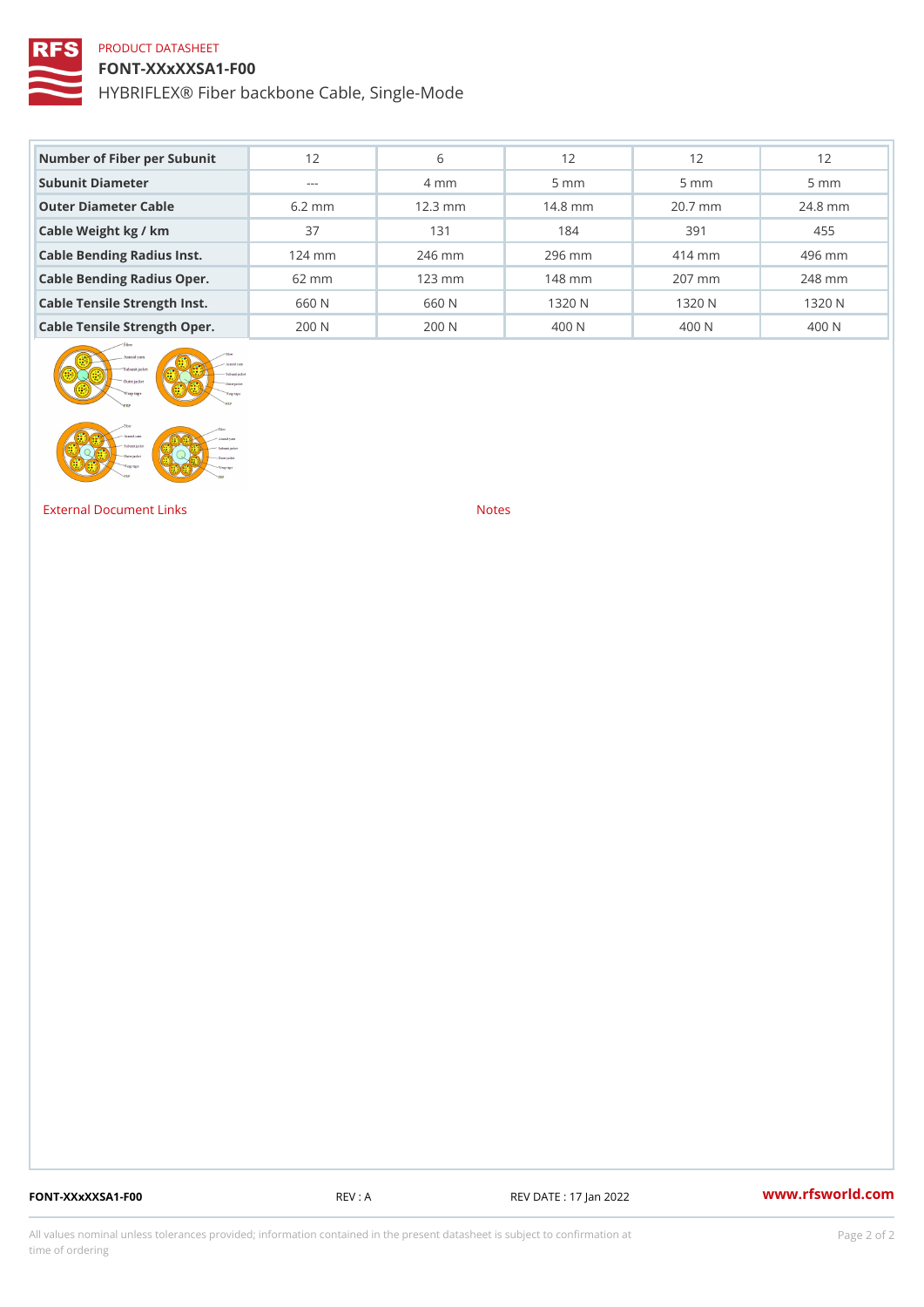PRODUCT DATASHEET

# FONT-XXxXXSA1-F00

HYBRIFLEX® Fiber backbone Cable, Single-Mode

| | | | | | |
|---|---|---|---|---|---|
| **Number of Fiber per Subunit** | 12 | 6 | 12 | 12 | 12 |
| **Subunit Diameter** | --- | 4 mm | 5 mm | 5 mm | 5 mm |
| **Outer Diameter Cable** | 6.2 mm | 12.3 mm | 14.8 mm | 20.7 mm | 24.8 mm |
| **Cable Weight kg / km** | 37 | 131 | 184 | 391 | 455 |
| **Cable Bending Radius Inst.** | 124 mm | 246 mm | 296 mm | 414 mm | 496 mm |
| **Cable Bending Radius Oper.** | 62 mm | 123 mm | 148 mm | 207 mm | 248 mm |
| **Cable Tensile Strength Inst.** | 660 N | 660 N | 1320 N | 1320 N | 1320 N |
| **Cable Tensile Strength Oper.** | 200 N | 200 N | 400 N | 400 N | 400 N |

External Document Links

Notes

FONT-XXxXXSA1-F00 REV : A REV DATE : 17 Jan 2022 www.rfsworld.com

All values nominal unless tolerances provided; information contained in the present datasheet is subject to confirmation at time of ordering